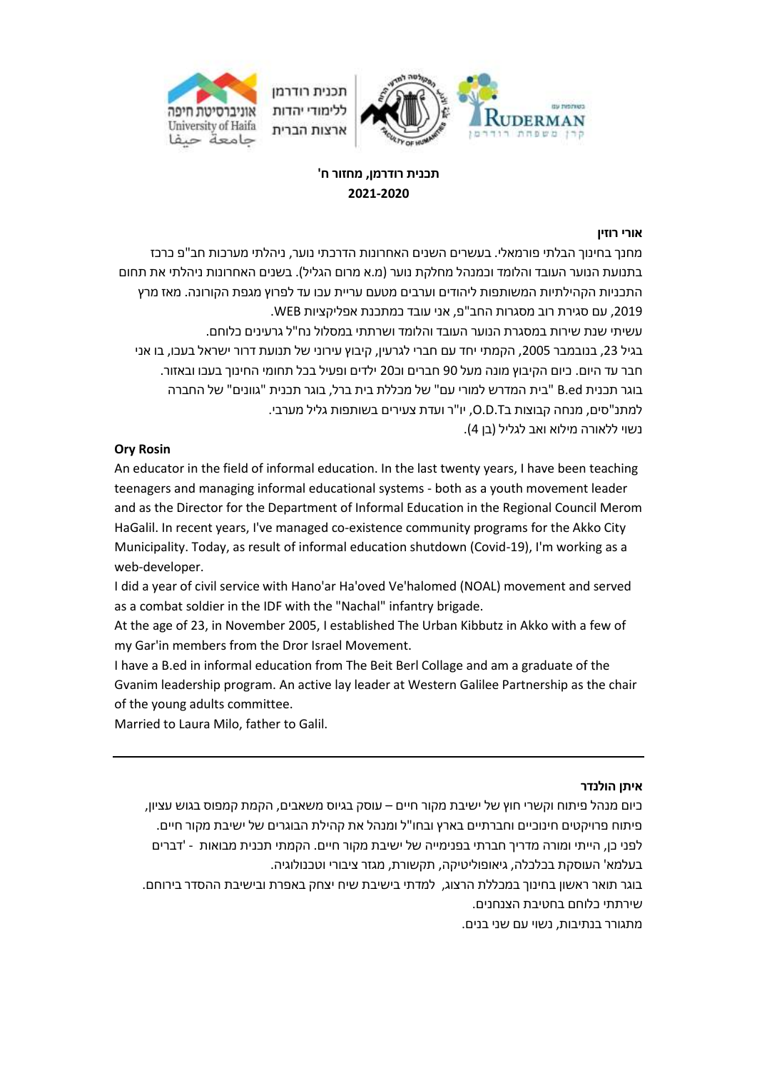תכנית רודרמן ללימודי יהדות ארצות הברית

**תכנית רודרמן, מחזור ח'**
**2020-2021**

**אורי רוזין**

מחנך בחינוך הבלתי פורמאלי. בעשרים השנים האחרונות הדרכתי נוער, ניהלתי מערכות חב"פ כרכז בתנועת הנוער העובד והלומד וכמנהל מחלקת נוער (מ.א מרום הגליל). בשנים האחרונות ניהלתי את תחום התכניות הקהילתיות המשותפות ליהודים וערבים מטעם עיריית עכו עד לפרוץ מגפת הקורונה. מאז מרץ 2019, עם סגירת רוב מסגרות החב"פ, אני עובד כמתכנת אפליקציות WEB.

עשיתי שנת שירות במסגרת הנוער העובד והלומד ושרתתי במסלול נח"ל גרעינים כלוחם.

בגיל 23, בנובמבר 2005, הקמתי יחד עם חברי לגרעין, קיבוץ עירוני של תנועת דרור ישראל בעכו, בו אני חבר עד היום. כיום הקיבוץ מונה מעל 90 חברים וכ20 ילדים ופעיל בכל תחומי החינוך בעכו ובאזור.

בוגר תכנית B.ed "בית המדרש למורי עם" של מכללת בית ברל, בוגר תכנית "גוונים" של החברה למתנ"סים, מנחה קבוצות בO.D.T, יו"ר ועדת צעירים בשותפות גליל מערבי.

נשוי ללאורה מילוא ואב לגליל (בן 4).

**Ory Rosin**

An educator in the field of informal education. In the last twenty years, I have been teaching teenagers and managing informal educational systems - both as a youth movement leader and as the Director for the Department of Informal Education in the Regional Council Merom HaGalil. In recent years, I've managed co-existence community programs for the Akko City Municipality. Today, as result of informal education shutdown (Covid-19), I'm working as a web-developer.

I did a year of civil service with Hano'ar Ha'oved Ve'halomed (NOAL) movement and served as a combat soldier in the IDF with the "Nachal" infantry brigade.

At the age of 23, in November 2005, I established The Urban Kibbutz in Akko with a few of my Gar'in members from the Dror Israel Movement.

I have a B.ed in informal education from The Beit Berl Collage and am a graduate of the Gvanim leadership program. An active lay leader at Western Galilee Partnership as the chair of the young adults committee.

Married to Laura Milo, father to Galil.

---

**איתן הולנדר**

כיום מנהל פיתוח וקשרי חוץ של ישיבת מקור חיים – עוסק בגיוס משאבים, הקמת קמפוס בגוש עציון, פיתוח פרויקטים חינוכיים וחברתיים בארץ ובחו"ל ומנהל את קהילת הבוגרים של ישיבת מקור חיים.

לפני כן, הייתי מדריך חברתי בפנימייה של ישיבת מקור חיים. הקמתי תכנית מבואות - 'דברים בעלמא' העוסקת בכלכלה, גיאופוליטיקה, תקשורת, מגזר ציבורי וטכנולוגיה.

בוגר תואר ראשון בחינוך במכללת הרצוג, למדתי בישיבת שיח יצחק באפרת ובישיבת ההסדר בירוחם.

שירתתי כלוחם בחטיבת הצנחנים.

מתגורר בנתיבות, נשוי עם שני בנים.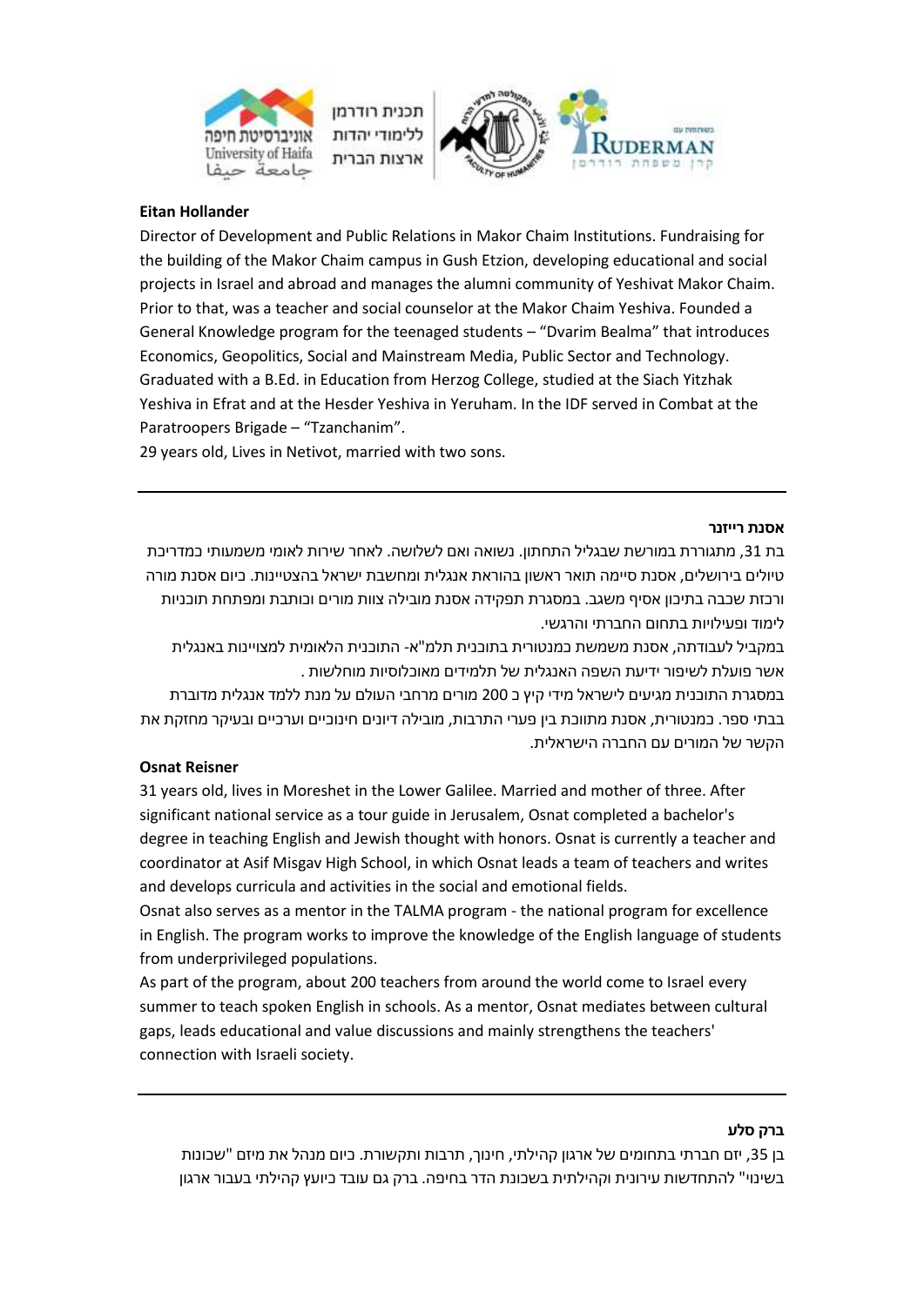**Eitan Hollander**

Director of Development and Public Relations in Makor Chaim Institutions. Fundraising for the building of the Makor Chaim campus in Gush Etzion, developing educational and social projects in Israel and abroad and manages the alumni community of Yeshivat Makor Chaim. Prior to that, was a teacher and social counselor at the Makor Chaim Yeshiva. Founded a General Knowledge program for the teenaged students – "Dvarim Bealma" that introduces Economics, Geopolitics, Social and Mainstream Media, Public Sector and Technology. Graduated with a B.Ed. in Education from Herzog College, studied at the Siach Yitzhak Yeshiva in Efrat and at the Hesder Yeshiva in Yeruham. In the IDF served in Combat at the Paratroopers Brigade – "Tzanchanim".
29 years old, Lives in Netivot, married with two sons.

---

**אסנת רייזנר**

בת 31, מתגוררת במורשת שבגליל התחתון. נשואה ואם לשלושה. לאחר שירות לאומי משמעותי כמדריכת טיולים בירושלים, אסנת סיימה תואר ראשון בהוראת אנגלית ומחשבת ישראל בהצטיינות. כיום אסנת מורה ורכזת שכבה בתיכון אסיף משגב. במסגרת תפקידה אסנת מובילה צוות מורים וכותבת ומפתחת תוכניות לימוד ופעילויות בתחום החברתי והרגשי.
במקביל לעבודתה, אסנת משמשת כמנטורית בתוכנית תלמ"א- התוכנית הלאומית למצויינות באנגלית אשר פועלת לשיפור ידיעת השפה האנגלית של תלמידים מאוכלוסיות מוחלשות .
במסגרת התוכנית מגיעים לישראל מידי קיץ כ 200 מורים מרחבי העולם על מנת ללמד אנגלית מדוברת בבתי ספר. כמנטורית, אסנת מתווכת בין פערי התרבות, מובילה דיונים חינוכיים וערכיים ובעיקר מחזקת את הקשר של המורים עם החברה הישראלית.

**Osnat Reisner**

31 years old, lives in Moreshet in the Lower Galilee. Married and mother of three. After significant national service as a tour guide in Jerusalem, Osnat completed a bachelor's degree in teaching English and Jewish thought with honors. Osnat is currently a teacher and coordinator at Asif Misgav High School, in which Osnat leads a team of teachers and writes and develops curricula and activities in the social and emotional fields.
Osnat also serves as a mentor in the TALMA program - the national program for excellence in English. The program works to improve the knowledge of the English language of students from underprivileged populations.
As part of the program, about 200 teachers from around the world come to Israel every summer to teach spoken English in schools. As a mentor, Osnat mediates between cultural gaps, leads educational and value discussions and mainly strengthens the teachers' connection with Israeli society.

---

**ברק סלע**

בן 35, יזם חברתי בתחומים של ארגון קהילתי, חינוך, תרבות ותקשורת. כיום מנהל את מיזם "שכונות בשינוי" להתחדשות עירונית וקהילתית בשכונת הדר בחיפה. ברק גם עובד כיועץ קהילתי בעבור ארגון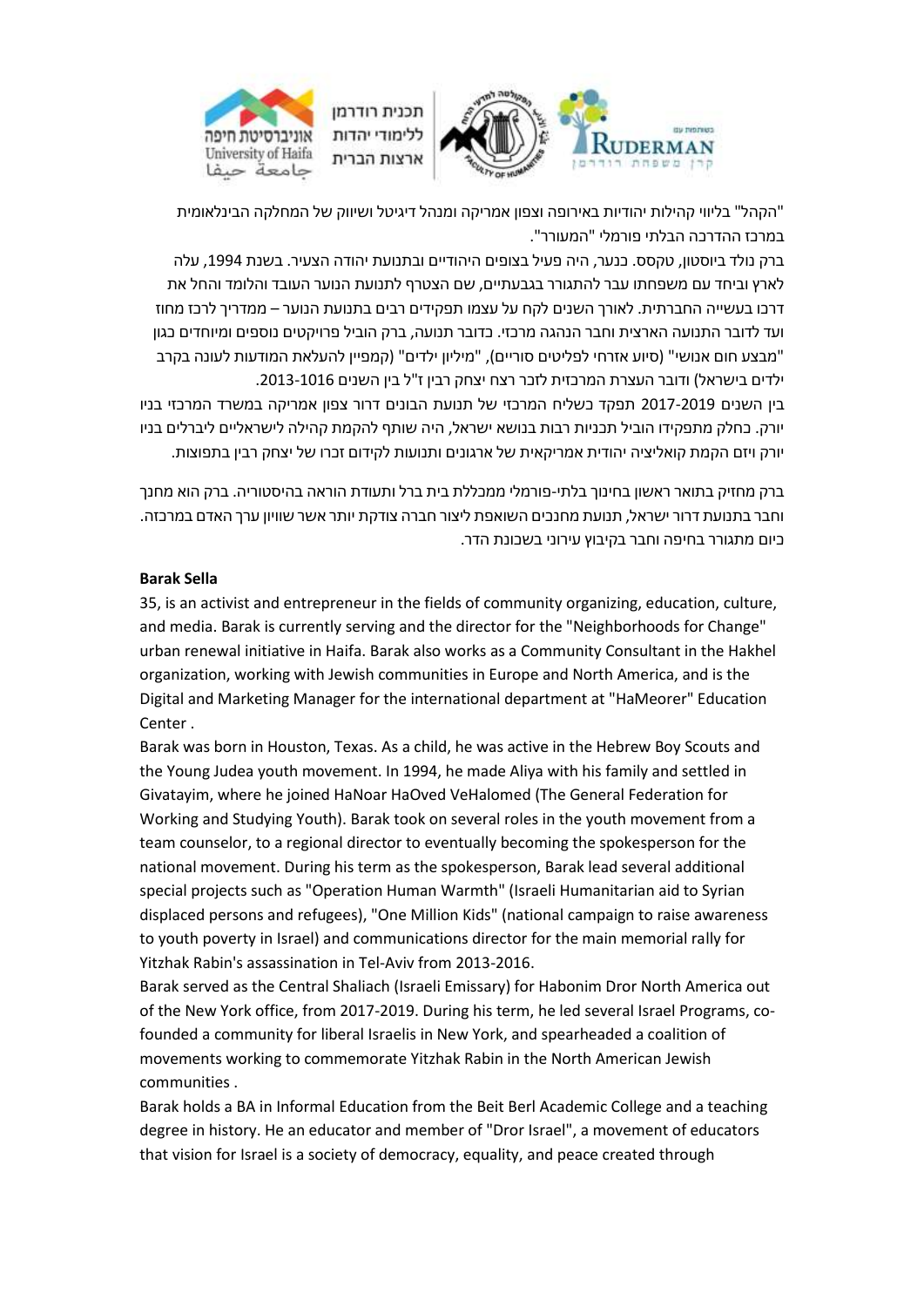"הקהל" בליווי קהילות יהודיות באירופה וצפון אמריקה ומנהל דיגיטל ושיווק של המחלקה הבינלאומית במרכז ההדרכה הבלתי פורמלי "המעורר".

ברק נולד ביוסטון, טקסס. כנער, היה פעיל בצופים היהודיים ובתנועת יהודה הצעיר. בשנת 1994, עלה לארץ וביחד עם משפחתו עבר להתגורר בגבעתיים, שם הצטרף לתנועת הנוער העובד והלומד והחל את דרכו בעשייה החברתית. לאורך השנים לקח על עצמו תפקידים רבים בתנועת הנוער – ממדריך לרכז מחוז ועד לדובר התנועה הארצית וחבר הנהגה מרכזי. כדובר תנועה, ברק הוביל פרויקטים נוספים ומיוחדים כגון "מבצע חום אנושי" (סיוע אזרחי לפליטים סוריים), "מיליון ילדים" (קמפיין להעלאת המודעות לעוני בקרב ילדים בישראל) ודובר העצרת המרכזית לזכר רצח יצחק רבין ז"ל בין השנים 2013-1016.

בין השנים 2017-2019 תפקד כשליח המרכזי של תנועת הבונים דרור צפון אמריקה במשרד המרכזי בניו יורק. כחלק מתפקידו הוביל תכניות רבות בנושא ישראל, היה שותף להקמת קהילה לישראליים ליברלים בניו יורק ויזם הקמת קואליציה יהודית אמריקאית של ארגונים ותנועות לקידום זכרו של יצחק רבין בתפוצות.

ברק מחזיק בתואר ראשון בחינוך בלתי-פורמלי ממכללת בית ברל ותעודת הוראה בהיסטוריה. ברק הוא מחנך וחבר בתנועת דרור ישראל, תנועת מחנכים השואפת ליצור חברה צודקת יותר אשר שוויון ערך האדם במרכזה. כיום מתגורר בחיפה וחבר בקיבוץ עירוני בשכונת הדר.

**Barak Sella**

35, is an activist and entrepreneur in the fields of community organizing, education, culture, and media. Barak is currently serving and the director for the "Neighborhoods for Change" urban renewal initiative in Haifa. Barak also works as a Community Consultant in the Hakhel organization, working with Jewish communities in Europe and North America, and is the Digital and Marketing Manager for the international department at "HaMeorer" Education Center .

Barak was born in Houston, Texas. As a child, he was active in the Hebrew Boy Scouts and the Young Judea youth movement. In 1994, he made Aliya with his family and settled in Givatayim, where he joined HaNoar HaOved VeHalomed (The General Federation for Working and Studying Youth). Barak took on several roles in the youth movement from a team counselor, to a regional director to eventually becoming the spokesperson for the national movement. During his term as the spokesperson, Barak lead several additional special projects such as "Operation Human Warmth" (Israeli Humanitarian aid to Syrian displaced persons and refugees), "One Million Kids" (national campaign to raise awareness to youth poverty in Israel) and communications director for the main memorial rally for Yitzhak Rabin's assassination in Tel-Aviv from 2013-2016.

Barak served as the Central Shaliach (Israeli Emissary) for Habonim Dror North America out of the New York office, from 2017-2019. During his term, he led several Israel Programs, co-founded a community for liberal Israelis in New York, and spearheaded a coalition of movements working to commemorate Yitzhak Rabin in the North American Jewish communities .

Barak holds a BA in Informal Education from the Beit Berl Academic College and a teaching degree in history. He an educator and member of "Dror Israel", a movement of educators that vision for Israel is a society of democracy, equality, and peace created through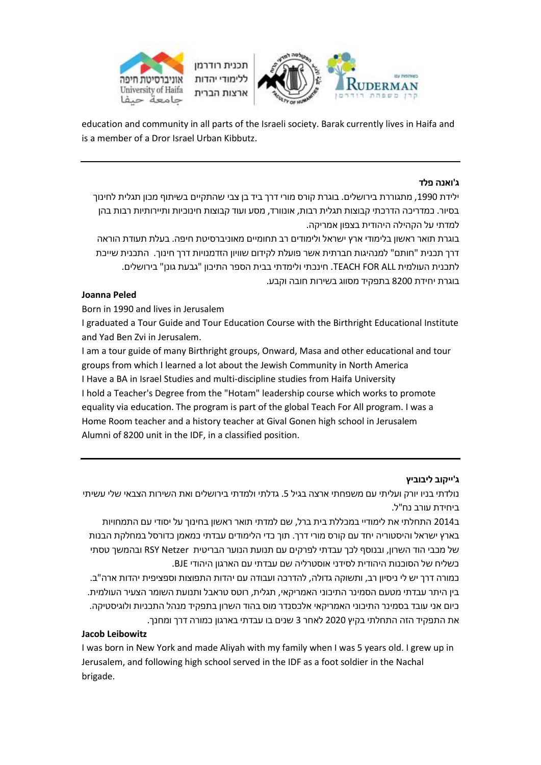education and community in all parts of the Israeli society. Barak currently lives in Haifa and is a member of a Dror Israel Urban Kibbutz.

---

**ג'ואנה פלד**

ילידת 1990, מתגוררת בירושלים. בוגרת קורס מורי דרך ביד בן צבי שהתקיים בשיתוף מכון תגלית לחינוך בסיור. כמדריכה הדרכתי קבוצות תגלית רבות, אונוורד, מסע ועוד קבוצות חינוכיות ותיירותיות רבות בהן למדתי על הקהילה היהודית בצפון אמריקה.

בוגרת תואר ראשון בלימודי ארץ ישראל ולימודים רב תחומיים מאוניברסיטת חיפה. בעלת תעודת הוראה דרך תכנית "חותם" למנהיגות חברתית אשר פועלת לקידום שוויון הזדמנויות דרך חינוך. התכנית שייכת לתכנית העולמית TEACH FOR ALL. חינכתי ולימדתי בבית הספר התיכון "גבעת גונן" בירושלים.

בוגרת יחידת 8200 בתפקיד מסווג בשירות חובה וקבע.

**Joanna Peled**

Born in 1990 and lives in Jerusalem

I graduated a Tour Guide and Tour Education Course with the Birthright Educational Institute and Yad Ben Zvi in Jerusalem.

I am a tour guide of many Birthright groups, Onward, Masa and other educational and tour groups from which I learned a lot about the Jewish Community in North America

I Have a BA in Israel Studies and multi-discipline studies from Haifa University

I hold a Teacher's Degree from the "Hotam" leadership course which works to promote equality via education. The program is part of the global Teach For All program. I was a Home Room teacher and a history teacher at Gival Gonen high school in Jerusalem

Alumni of 8200 unit in the IDF, in a classified position.

---

**ג'ייקוב ליבוביץ**

נולדתי בניו יורק ועליתי עם משפחתי ארצה בגיל 5. גדלתי ולמדתי בירושלים ואת השירות הצבאי שלי עשיתי ביחידת עורב נח"ל.

ב2014 התחלתי את לימודיי במכללת בית ברל, שם למדתי תואר ראשון בחינוך על יסודי עם התמחויות בארץ ישראל והיסטוריה יחד עם קורס מורי דרך. תוך כדי הלימודים עבדתי כמאמן כדורסל במחלקת הבנות של מכבי הוד השרון, ובנוסף לכך עבדתי לפרקים עם תנועת הנוער הבריטית RSY Netzer ובהמשך טסתי כשליח של הסוכנות היהודית לסידני אוסטרליה שם עבדתי עם הארגון היהודי BJE.

כמורה דרך יש לי ניסיון רב, ותשוקה גדולה, להדרכה ועבודה עם יהדות התפוצות וספציפית יהדות ארה"ב. בין היתר עבדתי מטעם הסמינר התיכוני האמריקאי, תגלית, רוטס טראבל ותנועת השומר הצעיר העולמית. כיום אני עובד בסמינר התיכוני האמריקאי אלכסנדר מוס בהוד השרון בתפקיד מנהל התכניות ולוגיסטיקה. את התפקיד הזה התחלתי בקיץ 2020 לאחר 3 שנים בו עבדתי בארגון כמורה דרך ומחנך.

**Jacob Leibowitz**

I was born in New York and made Aliyah with my family when I was 5 years old. I grew up in Jerusalem, and following high school served in the IDF as a foot soldier in the Nachal brigade.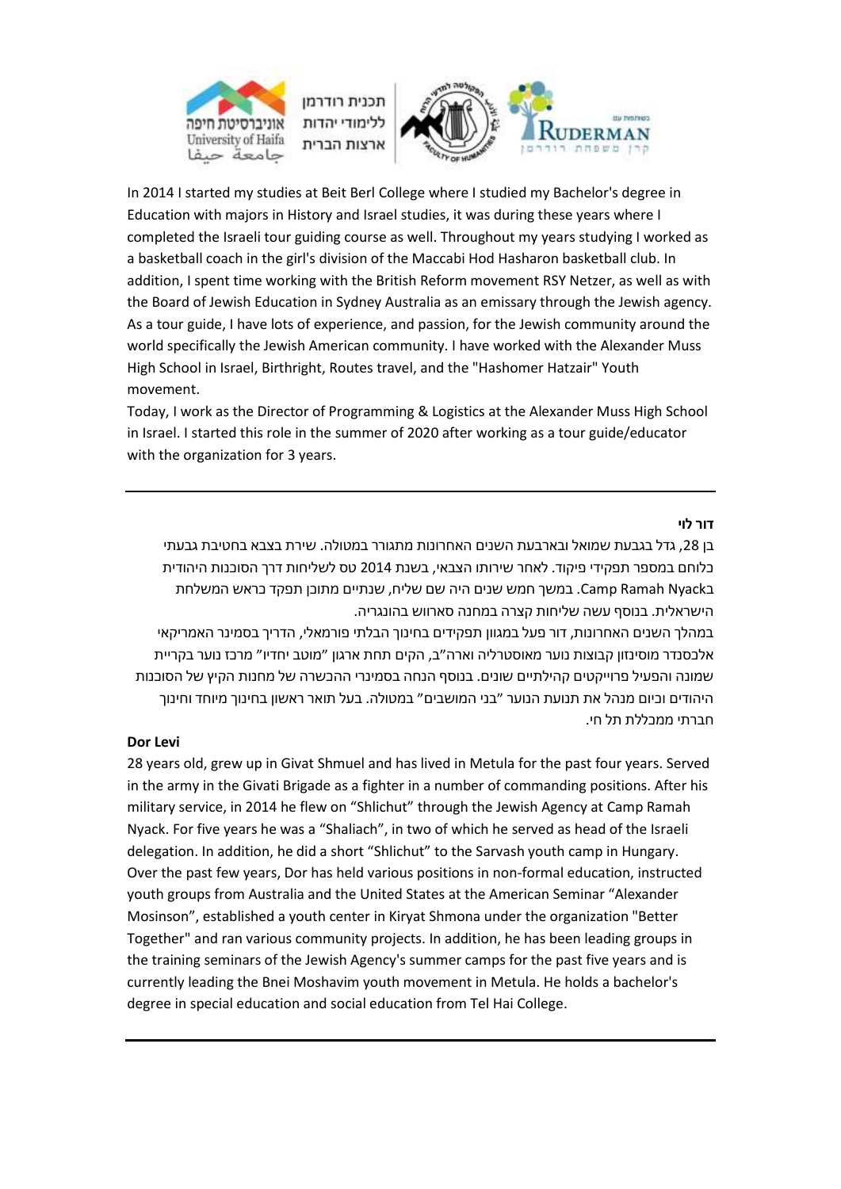In 2014 I started my studies at Beit Berl College where I studied my Bachelor's degree in Education with majors in History and Israel studies, it was during these years where I completed the Israeli tour guiding course as well. Throughout my years studying I worked as a basketball coach in the girl's division of the Maccabi Hod Hasharon basketball club. In addition, I spent time working with the British Reform movement RSY Netzer, as well as with the Board of Jewish Education in Sydney Australia as an emissary through the Jewish agency. As a tour guide, I have lots of experience, and passion, for the Jewish community around the world specifically the Jewish American community. I have worked with the Alexander Muss High School in Israel, Birthright, Routes travel, and the "Hashomer Hatzair" Youth movement.

Today, I work as the Director of Programming & Logistics at the Alexander Muss High School in Israel. I started this role in the summer of 2020 after working as a tour guide/educator with the organization for 3 years.

---

**דור לוי**

בן 28, גדל בגבעת שמואל ובארבעת השנים האחרונות מתגורר במטולה. שירת בצבא בחטיבת גבעתי כלוחם במספר תפקידי פיקוד. לאחר שירותו הצבאי, בשנת 2014 טס לשליחות דרך הסוכנות היהודית בCamp Ramah Nyack. במשך חמש שנים היה שם שליח, שנתיים מתוכן תפקד כראש המשלחת הישראלית. בנוסף עשה שליחות קצרה במחנה סארוש בהונגריה.

במהלך השנים האחרונות, דור פעל במגוון תפקידים בחינוך הבלתי פורמאלי, הדריך בסמינר האמריקאי אלכסנדר מוסינזון קבוצות נוער מאוסטרליה וארה"ב, הקים תחת ארגון "מוטב יחדיו" מרכז נוער בקריית שמונה והפעיל פרוייקטים קהילתיים שונים. בנוסף הנחה בסמינרי ההכשרה של מחנות הקיץ של הסוכנות היהודים וכיום מנהל את תנועת הנוער "בני המושבים" במטולה. בעל תואר ראשון בחינוך מיוחד וחינוך חברתי ממכללת תל חי.

**Dor Levi**

28 years old, grew up in Givat Shmuel and has lived in Metula for the past four years. Served in the army in the Givati Brigade as a fighter in a number of commanding positions. After his military service, in 2014 he flew on "Shlichut" through the Jewish Agency at Camp Ramah Nyack. For five years he was a "Shaliach", in two of which he served as head of the Israeli delegation. In addition, he did a short "Shlichut" to the Sarvash youth camp in Hungary. Over the past few years, Dor has held various positions in non-formal education, instructed youth groups from Australia and the United States at the American Seminar "Alexander Mosinson", established a youth center in Kiryat Shmona under the organization "Better Together" and ran various community projects. In addition, he has been leading groups in the training seminars of the Jewish Agency's summer camps for the past five years and is currently leading the Bnei Moshavim youth movement in Metula. He holds a bachelor's degree in special education and social education from Tel Hai College.

---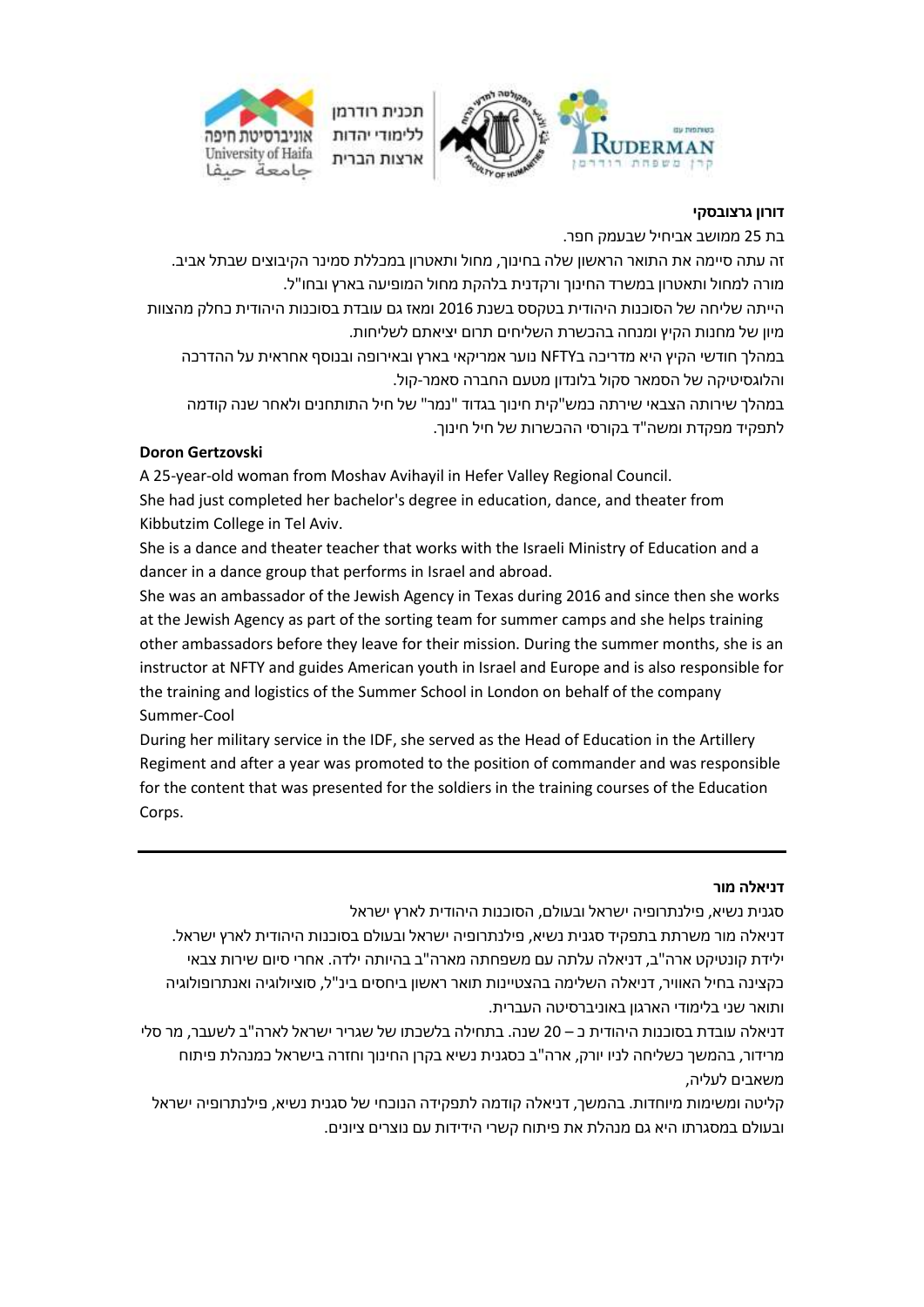**דורון גרצובסקי**

בת 25 ממושב אביחיל שבעמק חפר.

זה עתה סיימה את התואר הראשון שלה בחינוך, מחול ותאטרון במכללת סמינר הקיבוצים שבתל אביב.

מורה למחול ותאטרון במשרד החינוך ורקדנית בלהקת מחול המופיעה בארץ ובחו"ל.

הייתה שליחה של הסוכנות היהודית בטקסס בשנת 2016 ומאז גם עובדת בסוכנות היהודית כחלק מהצוות מיון של מחנות הקיץ ומנחה בהכשרת השליחים תרום יציאתם לשליחות.

במהלך חודשי הקיץ היא מדריכה בNFTY נוער אמריקאי בארץ ובאירופה ובנוסף אחראית על ההדרכה והלוגסיטיקה של הסמאר סקול בלונדון מטעם החברה סאמר-קול.

במהלך שירותה הצבאי שירתה כמש"קית חינוך בגדוד "נמר" של חיל התותחנים ולאחר שנה קודמה לתפקיד מפקדת ומשה"ד בקורסי ההכשרות של חיל חינוך.

**Doron Gertzovski**

A 25-year-old woman from Moshav Avihayil in Hefer Valley Regional Council.

She had just completed her bachelor's degree in education, dance, and theater from Kibbutzim College in Tel Aviv.

She is a dance and theater teacher that works with the Israeli Ministry of Education and a dancer in a dance group that performs in Israel and abroad.

She was an ambassador of the Jewish Agency in Texas during 2016 and since then she works at the Jewish Agency as part of the sorting team for summer camps and she helps training other ambassadors before they leave for their mission. During the summer months, she is an instructor at NFTY and guides American youth in Israel and Europe and is also responsible for the training and logistics of the Summer School in London on behalf of the company Summer-Cool

During her military service in the IDF, she served as the Head of Education in the Artillery Regiment and after a year was promoted to the position of commander and was responsible for the content that was presented for the soldiers in the training courses of the Education Corps.

---

**דניאלה מור**

סגנית נשיא, פילנתרופיה ישראל ובעולם, הסוכנות היהודית לארץ ישראל

דניאלה מור משרתת בתפקיד סגנית נשיא, פילנתרופיה ישראל ובעולם בסוכנות היהודית לארץ ישראל.
ילידת קונטיקט ארה"ב, דניאלה עלתה עם משפחתה מארה"ב בהיותה ילדה. אחרי סיום שירות צבאי כקצינה בחיל האוויר, דניאלה השלימה בהצטיינות תואר ראשון ביחסים בינ"ל, סוציולוגיה ואנתרופולוגיה ותואר שני בלימודי הארגון באוניברסיטה העברית.

דניאלה עובדת בסוכנות היהודית כ – 20 שנה. בתחילה בלשכתו של שגריר ישראל לארה"ב לשעבר, מר סלי מרידור, בהמשך בשליחה לניו יורק, ארה"ב בסגנית נשיא בקרן החינוך וחזרה בישראל כמנהלת פיתוח משאבים לעליה,

קליטה ומשימות מיוחדות. בהמשך, דניאלה קודמה לתפקידה הנוכחי של סגנית נשיא, פילנתרופיה ישראל ובעולם במסגרתו היא גם מנהלת את פיתוח קשרי הידידות עם נוצרים ציונים.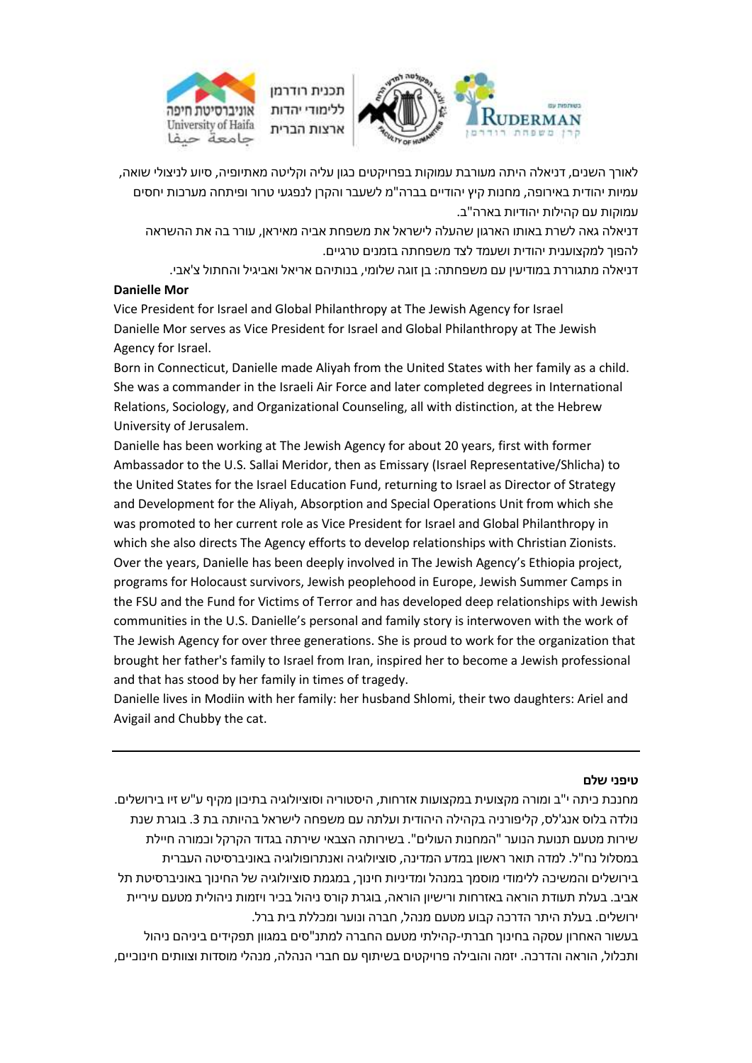לאורך השנים, דניאלה היתה מעורבת עמוקות בפרויקטים כגון עליה וקליטה מאתיופיה, סיוע לניצולי שואה, עמיות יהודית באירופה, מחנות קיץ יהודיים בברה"מ לשעבר והקרן לנפגעי טרור ופיתחה מערכות יחסים עמוקות עם קהילות יהודיות בארה"ב.

דניאלה גאה לשרת באותו הארגון שהעלה לישראל את משפחת אביה מאיראן, עורר בה את ההשראה להפוך למקצוענית יהודית ושעמד לצד משפחתה בזמנים טרגיים.

דניאלה מתגוררת במודיעין עם משפחתה: בן זוגה שלומי, בנותיהם אריאל ואביגיל והחתול צ'אבי.

**Danielle Mor**

Vice President for Israel and Global Philanthropy at The Jewish Agency for Israel

Danielle Mor serves as Vice President for Israel and Global Philanthropy at The Jewish Agency for Israel.

Born in Connecticut, Danielle made Aliyah from the United States with her family as a child. She was a commander in the Israeli Air Force and later completed degrees in International Relations, Sociology, and Organizational Counseling, all with distinction, at the Hebrew University of Jerusalem.

Danielle has been working at The Jewish Agency for about 20 years, first with former Ambassador to the U.S. Sallai Meridor, then as Emissary (Israel Representative/Shlicha) to the United States for the Israel Education Fund, returning to Israel as Director of Strategy and Development for the Aliyah, Absorption and Special Operations Unit from which she was promoted to her current role as Vice President for Israel and Global Philanthropy in which she also directs The Agency efforts to develop relationships with Christian Zionists. Over the years, Danielle has been deeply involved in The Jewish Agency's Ethiopia project, programs for Holocaust survivors, Jewish peoplehood in Europe, Jewish Summer Camps in the FSU and the Fund for Victims of Terror and has developed deep relationships with Jewish communities in the U.S. Danielle's personal and family story is interwoven with the work of The Jewish Agency for over three generations. She is proud to work for the organization that brought her father's family to Israel from Iran, inspired her to become a Jewish professional and that has stood by her family in times of tragedy.

Danielle lives in Modiin with her family: her husband Shlomi, their two daughters: Ariel and Avigail and Chubby the cat.

---

**טיפני שלם**

מחנכת כיתה י"ב ומורה מקצועית במקצועות אזרחות, היסטוריה וסוציולוגיה בתיכון מקיף ע"ש זיו בירושלים. נולדה בלוס אנג'לס, קליפורניה בקהילה היהודית ועלתה עם משפחה לישראל בהיותה בת 3. בוגרת שנת שירות מטעם תנועת הנוער "המחנות העולים". בשירותה הצבאי שירתה בגדוד הקרקל וכמורה חיילת במסלול נח"ל. למדה תואר ראשון במדע המדינה, סוציולוגיה ואנתרופולוגיה באוניברסיטה העברית בירושלים והמשיכה ללימודי מוסמך במנהל ומדיניות חינוך, במגמת סוציולוגיה של החינוך באוניברסיטת תל אביב. בעלת תעודת הוראה באזרחות ורישיון הוראה, בוגרת קורס ניהול בכיר ויזמות ניהולית מטעם עיריית ירושלים. בעלת היתר הדרכה קבוע מטעם מנהל, חברה ונוער ומכללת בית ברל.

בעשור האחרון עסקה בחינוך חברתי-קהילתי מטעם החברה למתנ"סים במגוון תפקידים ביניהם ניהול ותכלול, הוראה והדרכה. יזמה והובילה פרויקטים בשיתוף עם חברי הנהלה, מנהלי מוסדות וצוותים חינוכיים,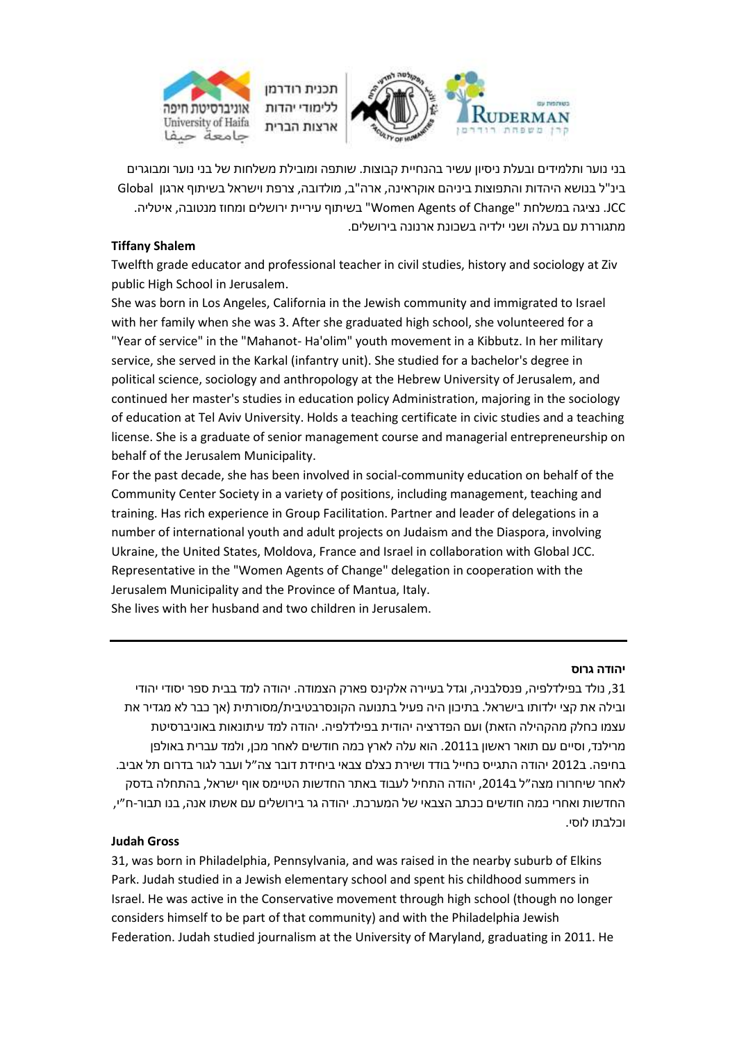בני נוער ותלמידים ובעלת ניסיון עשיר בהנחיית קבוצות. שותפה ומובילת משלחות של בני נוער ומבוגרים בינ"ל בנושא היהדות והתפוצות ביניהם אוקראינה, ארה"ב, מולדובה, צרפת וישראל בשיתוף ארגון Global JCC. נציגה במשלחת "Women Agents of Change" בשיתוף עיריית ירושלים ומחוז מנטובה, איטליה. מתגוררת עם בעלה ושני ילדיה בשכונת ארנונה בירושלים.

**Tiffany Shalem**

Twelfth grade educator and professional teacher in civil studies, history and sociology at Ziv public High School in Jerusalem.

She was born in Los Angeles, California in the Jewish community and immigrated to Israel with her family when she was 3. After she graduated high school, she volunteered for a "Year of service" in the "Mahanot- Ha'olim" youth movement in a Kibbutz. In her military service, she served in the Karkal (infantry unit). She studied for a bachelor's degree in political science, sociology and anthropology at the Hebrew University of Jerusalem, and continued her master's studies in education policy Administration, majoring in the sociology of education at Tel Aviv University. Holds a teaching certificate in civic studies and a teaching license. She is a graduate of senior management course and managerial entrepreneurship on behalf of the Jerusalem Municipality.

For the past decade, she has been involved in social-community education on behalf of the Community Center Society in a variety of positions, including management, teaching and training. Has rich experience in Group Facilitation. Partner and leader of delegations in a number of international youth and adult projects on Judaism and the Diaspora, involving Ukraine, the United States, Moldova, France and Israel in collaboration with Global JCC. Representative in the "Women Agents of Change" delegation in cooperation with the Jerusalem Municipality and the Province of Mantua, Italy.

She lives with her husband and two children in Jerusalem.

---

**יהודה גרוס**

31, נולד בפילדלפיה, פנסלבניה, וגדל בעיירה אלקינס פארק הצמודה. יהודה למד בבית ספר יסודי יהודי ובילה את קצי ילדותו בישראל. בתיכון היה פעיל בתנועה הקונסרבטיבית/מסורתית (אך כבר לא מגדיר את עצמו כחלק מהקהילה הזאת) ועם הפדרציה יהודית בפילדלפיה. יהודה למד עיתונאות באוניברסיטת מרילנד, וסיים עם תואר ראשון ב2011. הוא עלה לארץ כמה חודשים לאחר מכן, ולמד עברית באולפן בחיפה. ב2012 יהודה התגייס כחייל בודד ושירת כצלם צבאי ביחידת דובר צה"ל ועבר לגור בדרום תל אביב. לאחר שיחרורו מצה"ל ב2014, יהודה התחיל לעבוד באתר החדשות הטיימס אוף ישראל, בהתחלה בדסק החדשות ואחרי כמה חודשים ככתב הצבאי של המערכת. יהודה גר בירושלים עם אשתו אנה, בנו תבור-ח"י, וכלבתו לוסי.

**Judah Gross**

31, was born in Philadelphia, Pennsylvania, and was raised in the nearby suburb of Elkins Park. Judah studied in a Jewish elementary school and spent his childhood summers in Israel. He was active in the Conservative movement through high school (though no longer considers himself to be part of that community) and with the Philadelphia Jewish Federation. Judah studied journalism at the University of Maryland, graduating in 2011. He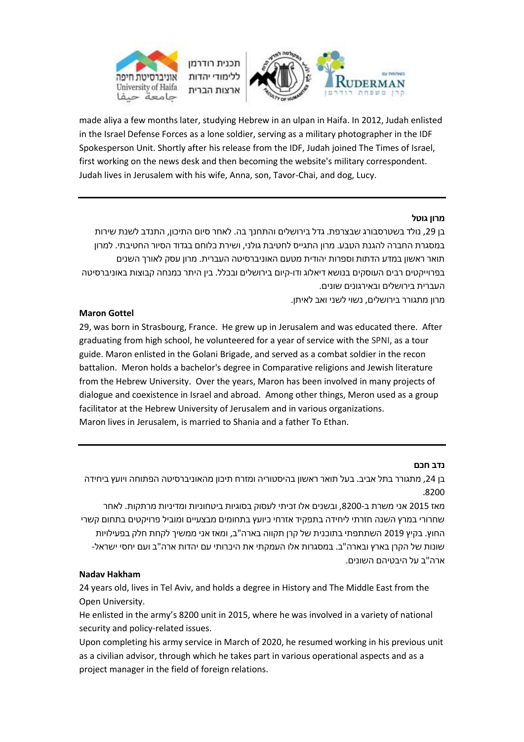made aliya a few months later, studying Hebrew in an ulpan in Haifa. In 2012, Judah enlisted in the Israel Defense Forces as a lone soldier, serving as a military photographer in the IDF Spokesperson Unit. Shortly after his release from the IDF, Judah joined The Times of Israel, first working on the news desk and then becoming the website's military correspondent. Judah lives in Jerusalem with his wife, Anna, son, Tavor-Chai, and dog, Lucy.

---

**מרון גוטל**

בן 29, נולד בשטרסבורג שבצרפת. גדל בירושלים והתחנך בה. לאחר סיום התיכון, התנדב לשנת שירות במסגרת החברה להגנת הטבע. מרון התגייס לחטיבת גולני, ושירת כלוחם בגדוד הסיור החטיבתי. למרון תואר ראשון במדע הדתות וספרות יהודית מטעם האוניברסיטה העברית. מרון עסק לאורך השנים בפרוייקטים רבים העוסקים בנושא דיאלוג ודו-קיום בירושלים ובכלל. בין היתר כמנחה קבוצות באוניברסיטה העברית בירושלים ובאירגונים שונים.

מרון מתגורר בירושלים, נשוי לשני ואב לאיתן.

**Maron Gottel**

29, was born in Strasbourg, France. He grew up in Jerusalem and was educated there. After graduating from high school, he volunteered for a year of service with the SPNI, as a tour guide. Maron enlisted in the Golani Brigade, and served as a combat soldier in the recon battalion. Meron holds a bachelor's degree in Comparative religions and Jewish literature from the Hebrew University. Over the years, Maron has been involved in many projects of dialogue and coexistence in Israel and abroad. Among other things, Meron used as a group facilitator at the Hebrew University of Jerusalem and in various organizations.
Maron lives in Jerusalem, is married to Shania and a father To Ethan.

---

**נדב חכם**

בן 24, מתגורר בתל אביב. בעל תואר ראשון בהיסטוריה ומזרח תיכון מהאוניברסיטה הפתוחה ויועץ ביחידה 8200.

מאז 2015 אני משרת ב-8200, ובשנים אלו זכיתי לעסוק בסוגיות ביטחוניות ומדיניות מרתקות. לאחר שחרורי במרץ השנה חזרתי ליחידה בתפקיד אזרחי כיועץ בתחומים מבצעיים ומוביל פרויקטים בתחום קשרי החוץ. בקיץ 2019 השתתפתי בתוכנית של קרן תקווה בארה"ב, ומאז אני ממשיך לקחת חלק בפעילויות שונות של הקרן בארץ ובארה"ב. במסגרות אלו העמקתי את היכרותי עם יהדות ארה"ב ועם יחסי ישראל-ארה"ב על היבטיהם השונים.

**Nadav Hakham**

24 years old, lives in Tel Aviv, and holds a degree in History and The Middle East from the Open University.

He enlisted in the army's 8200 unit in 2015, where he was involved in a variety of national security and policy-related issues.

Upon completing his army service in March of 2020, he resumed working in his previous unit as a civilian advisor, through which he takes part in various operational aspects and as a project manager in the field of foreign relations.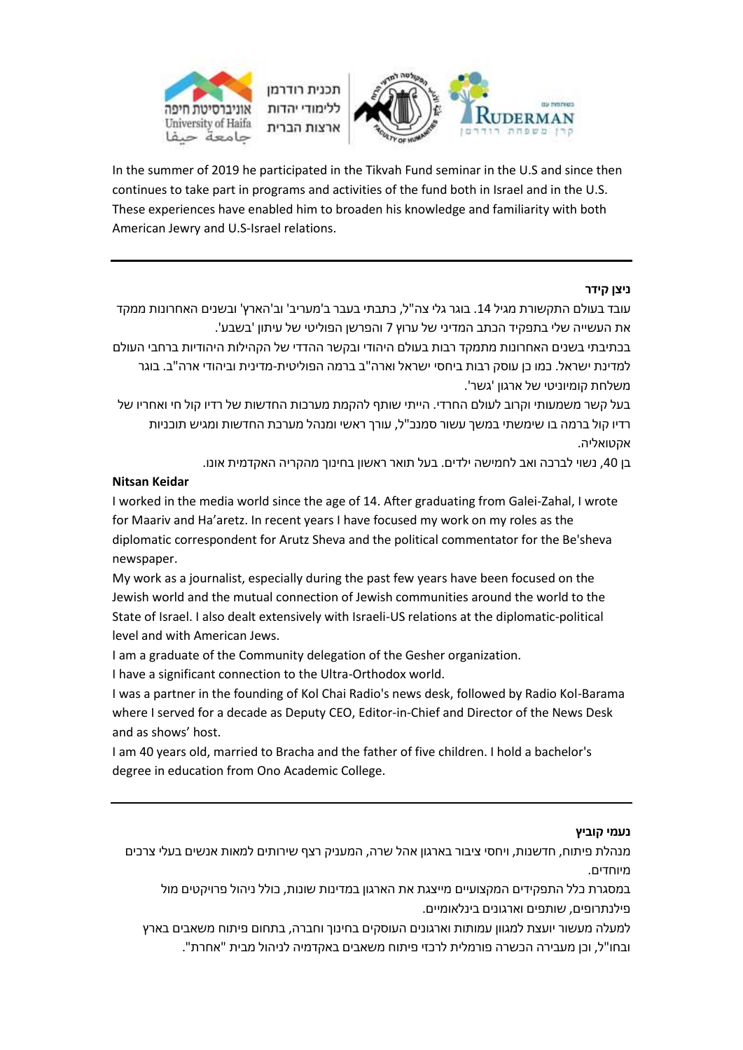In the summer of 2019 he participated in the Tikvah Fund seminar in the U.S and since then continues to take part in programs and activities of the fund both in Israel and in the U.S. These experiences have enabled him to broaden his knowledge and familiarity with both American Jewry and U.S-Israel relations.

---

**ניצן קידר**

עובד בעולם התקשורת מגיל 14. בוגר גלי צה"ל, כתבתי בעבר ב'מעריב' וב'הארץ' ובשנים האחרונות ממקד את העשייה שלי בתפקיד הכתב המדיני של ערוץ 7 והפרשן הפוליטי של עיתון 'בשבע'.

בכתיבתי בשנים האחרונות מתמקד רבות בעולם היהודי ובקשר ההדדי של הקהילות היהודיות ברחבי העולם למדינת ישראל. כמו כן עוסק רבות ביחסי ישראל וארה"ב ברמה הפוליטית-מדינית וביהודי ארה"ב. בוגר משלחת קומיוניטי של ארגון 'גשר'.

בעל קשר משמעותי וקרוב לעולם החרדי. הייתי שותף להקמת מערכות החדשות של רדיו קול חי ואחריו של רדיו קול ברמה בו שימשתי במשך עשור סמנכ"ל, עורך ראשי ומנהל מערכת החדשות ומגיש תוכניות אקטואליה.

בן 40, נשוי לברכה ואב לחמישה ילדים. בעל תואר ראשון בחינוך מהקריה האקדמית אונו.

**Nitsan Keidar**

I worked in the media world since the age of 14. After graduating from Galei-Zahal, I wrote for Maariv and Ha'aretz. In recent years I have focused my work on my roles as the diplomatic correspondent for Arutz Sheva and the political commentator for the Be'sheva newspaper.

My work as a journalist, especially during the past few years have been focused on the Jewish world and the mutual connection of Jewish communities around the world to the State of Israel. I also dealt extensively with Israeli-US relations at the diplomatic-political level and with American Jews.

I am a graduate of the Community delegation of the Gesher organization.

I have a significant connection to the Ultra-Orthodox world.

I was a partner in the founding of Kol Chai Radio's news desk, followed by Radio Kol-Barama where I served for a decade as Deputy CEO, Editor-in-Chief and Director of the News Desk and as shows' host.

I am 40 years old, married to Bracha and the father of five children. I hold a bachelor's degree in education from Ono Academic College.

---

**נעמי קוביץ**

מנהלת פיתוח, חדשנות, ויחסי ציבור בארגון אהל שרה, המעניק רצף שירותים למאות אנשים בעלי צרכים מיוחדים.

במסגרת כלל התפקידים המקצועיים מייצגת את הארגון במדינות שונות, כולל ניהול פרויקטים מול פילנתרופים, שותפים וארגונים בינלאומיים.

למעלה מעשור יועצת למגוון עמותות וארגונים העוסקים בחינוך וחברה, בתחום פיתוח משאבים בארץ ובחו"ל, וכן מעבירה הכשרה פורמלית לרכזי פיתוח משאבים באקדמיה לניהול מבית "אחרת".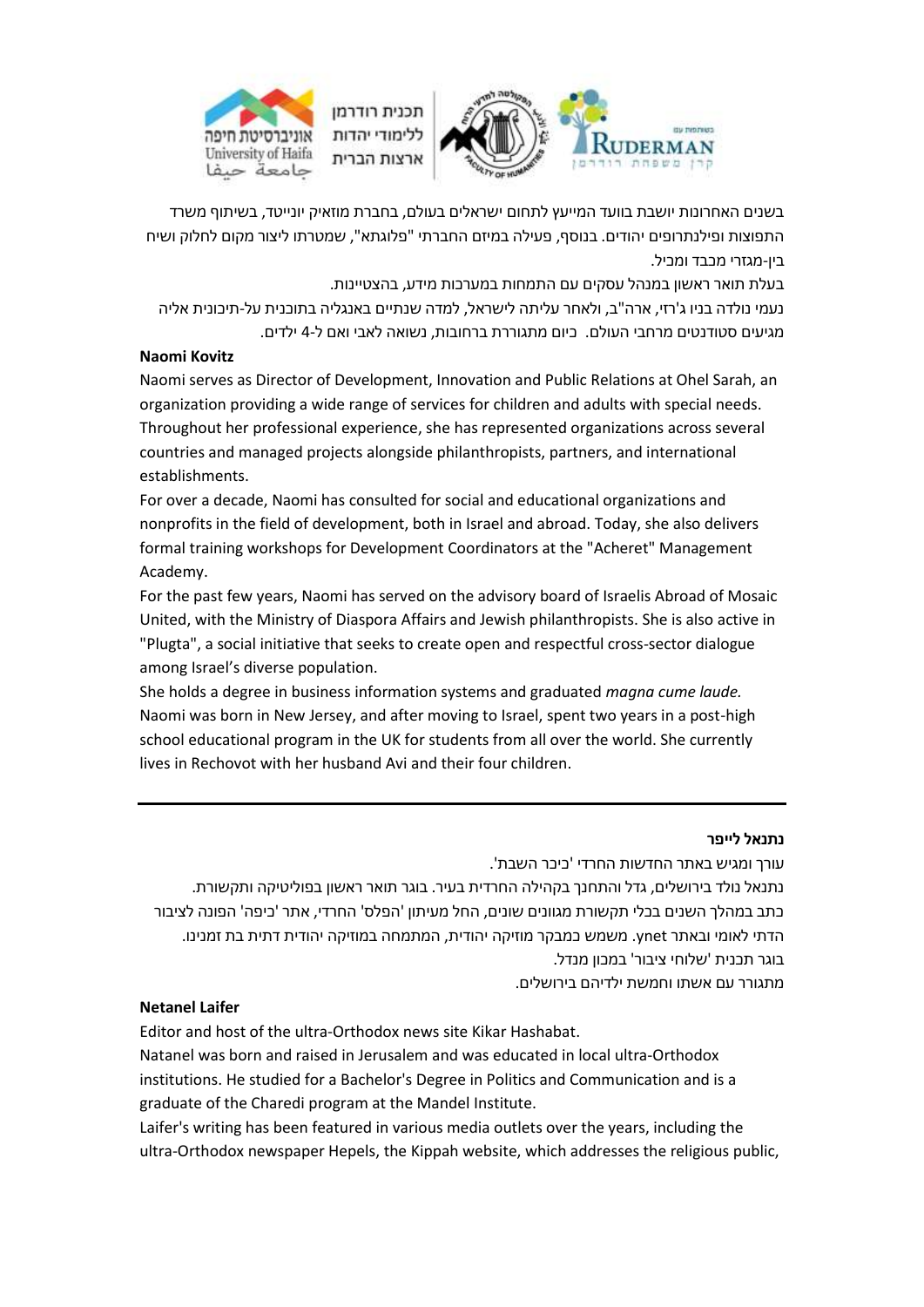בשנים האחרונות יושבת בוועד המייעץ לתחום ישראלים בעולם, בחברת מוזאיק יונייטד, בשיתוף משרד התפוצות ופילנתרופים יהודים. בנוסף, פעילה במיזם החברתי "פלוגתא", שמטרתו ליצור מקום לחלוק ושיח בין-מגזרי מכבד ומכיל.

בעלת תואר ראשון במנהל עסקים עם התמחות במערכות מידע, בהצטיינות.

נעמי נולדה בניו ג'רזי, ארה"ב, ולאחר עליתה לישראל, למדה שנתיים באנגליה בתוכנית על-תיכונית אליה מגיעים סטודנטים מרחבי העולם. כיום מתגוררת ברחובות, נשואה לאבי ואם ל-4 ילדים.

**Naomi Kovitz**

Naomi serves as Director of Development, Innovation and Public Relations at Ohel Sarah, an organization providing a wide range of services for children and adults with special needs. Throughout her professional experience, she has represented organizations across several countries and managed projects alongside philanthropists, partners, and international establishments.

For over a decade, Naomi has consulted for social and educational organizations and nonprofits in the field of development, both in Israel and abroad. Today, she also delivers formal training workshops for Development Coordinators at the "Acheret" Management Academy.

For the past few years, Naomi has served on the advisory board of Israelis Abroad of Mosaic United, with the Ministry of Diaspora Affairs and Jewish philanthropists. She is also active in "Plugta", a social initiative that seeks to create open and respectful cross-sector dialogue among Israel's diverse population.

She holds a degree in business information systems and graduated *magna cume laude.*

Naomi was born in New Jersey, and after moving to Israel, spent two years in a post-high school educational program in the UK for students from all over the world. She currently lives in Rechovot with her husband Avi and their four children.

---

**נתנאל לייפר**

עורך ומגיש באתר החדשות החרדי 'כיכר השבת'.

נתנאל נולד בירושלים, גדל והתחנך בקהילה החרדית בעיר. בוגר תואר ראשון בפוליטיקה ותקשורת.

כתב במהלך השנים בכלי תקשורת מגוונים שונים, החל מעיתון 'הפלס' החרדי, אתר 'כיפה' הפונה לציבור הדתי לאומי ובאתר ynet. משמש כמבקר מוזיקה יהודית, המתמחה במוזיקה יהודית דתית בת זמנינו.

בוגר תכנית 'שלוחי ציבור' במכון מנדל.

מתגורר עם אשתו וחמשת ילדיהם בירושלים.

**Netanel Laifer**

Editor and host of the ultra-Orthodox news site Kikar Hashabat.

Natanel was born and raised in Jerusalem and was educated in local ultra-Orthodox institutions. He studied for a Bachelor's Degree in Politics and Communication and is a graduate of the Charedi program at the Mandel Institute.

Laifer's writing has been featured in various media outlets over the years, including the ultra-Orthodox newspaper Hepels, the Kippah website, which addresses the religious public,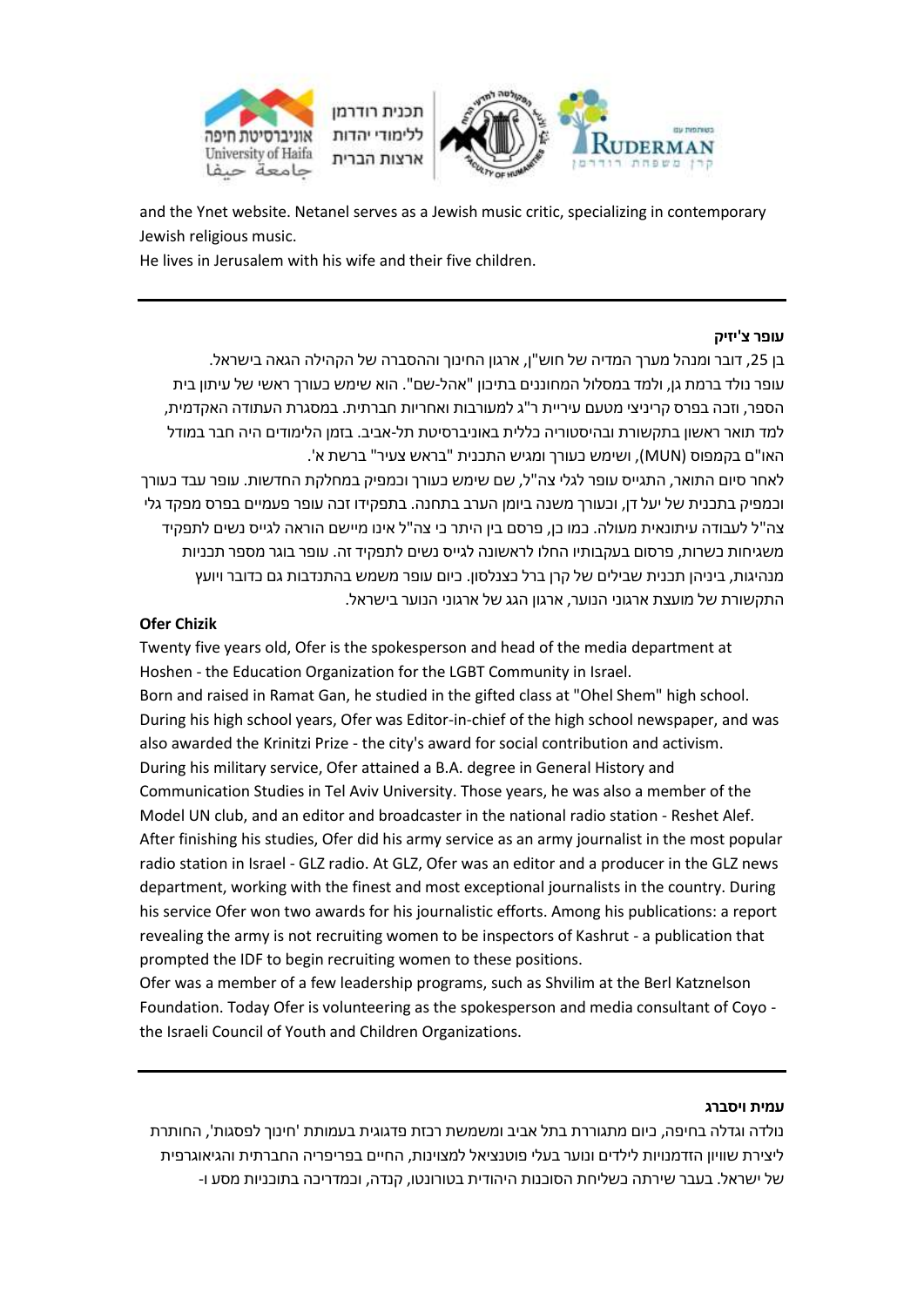and the Ynet website. Netanel serves as a Jewish music critic, specializing in contemporary Jewish religious music.
He lives in Jerusalem with his wife and their five children.

---

**עופר צ'יזיק**

בן 25, דובר ומנהל מערך המדיה של חוש"ן, ארגון החינוך וההסברה של הקהילה הגאה בישראל. עופר נולד ברמת גן, ולמד במסלול המחוננים בתיכון "אהל-שם". הוא שימש כעורך ראשי של עיתון בית הספר, וזכה בפרס קריניצי מטעם עיריית ר"ג למעורבות ואחריות חברתית. במסגרת העתודה האקדמית, למד תואר ראשון בתקשורת ובהיסטוריה כללית באוניברסיטת תל-אביב. בזמן הלימודים היה חבר במודל האו"ם בקמפוס (MUN), ושימש כעורך ומגיש התכנית "בראש צעיר" ברשת א'.
לאחר סיום התואר, התגייס עופר לגלי צה"ל, שם שימש כעורך וכמפיק במחלקת החדשות. עופר עבד כעורך וכמפיק בתכנית של יעל דן, וכעורך משנה ביומן הערב בתחנה. בתפקידו זכה עופר פעמיים בפרס מפקד גלי צה"ל לעבודה עיתונאית מעולה. כמו כן, פרסם בין היתר כי צה"ל אינו מיישם הוראה לגייס נשים לתפקיד משגיחות כשרות, פרסום בעקבותיו החלו לראשונה לגייס נשים לתפקיד זה. עופר בוגר מספר תכניות מנהיגות, ביניהן תכנית שבילים של קרן ברל כצנלסון. כיום עופר משמש בהתנדבות גם כדובר ויועץ התקשורת של מועצת ארגוני הנוער, ארגון הגג של ארגוני הנוער בישראל.

**Ofer Chizik**

Twenty five years old, Ofer is the spokesperson and head of the media department at Hoshen - the Education Organization for the LGBT Community in Israel.
Born and raised in Ramat Gan, he studied in the gifted class at "Ohel Shem" high school. During his high school years, Ofer was Editor-in-chief of the high school newspaper, and was also awarded the Krinitzi Prize - the city's award for social contribution and activism.
During his military service, Ofer attained a B.A. degree in General History and Communication Studies in Tel Aviv University. Those years, he was also a member of the Model UN club, and an editor and broadcaster in the national radio station - Reshet Alef.
After finishing his studies, Ofer did his army service as an army journalist in the most popular radio station in Israel - GLZ radio. At GLZ, Ofer was an editor and a producer in the GLZ news department, working with the finest and most exceptional journalists in the country. During his service Ofer won two awards for his journalistic efforts. Among his publications: a report revealing the army is not recruiting women to be inspectors of Kashrut - a publication that prompted the IDF to begin recruiting women to these positions.
Ofer was a member of a few leadership programs, such as Shvilim at the Berl Katznelson Foundation. Today Ofer is volunteering as the spokesperson and media consultant of Coyo - the Israeli Council of Youth and Children Organizations.

---

**עמית ויסברג**

נולדה וגדלה בחיפה, כיום מתגוררת בתל אביב ומשמשת רכזת פדגוגית בעמותת 'חינוך לפסגות', החותרת ליצירת שוויון הזדמנויות לילדים ונוער בעלי פוטנציאל למצוינות, החיים בפריפריה החברתית והגיאוגרפית של ישראל. בעבר שירתה כשליחת הסוכנות היהודית בטורונטו, קנדה, וכמדריכה בתוכניות מסע ו-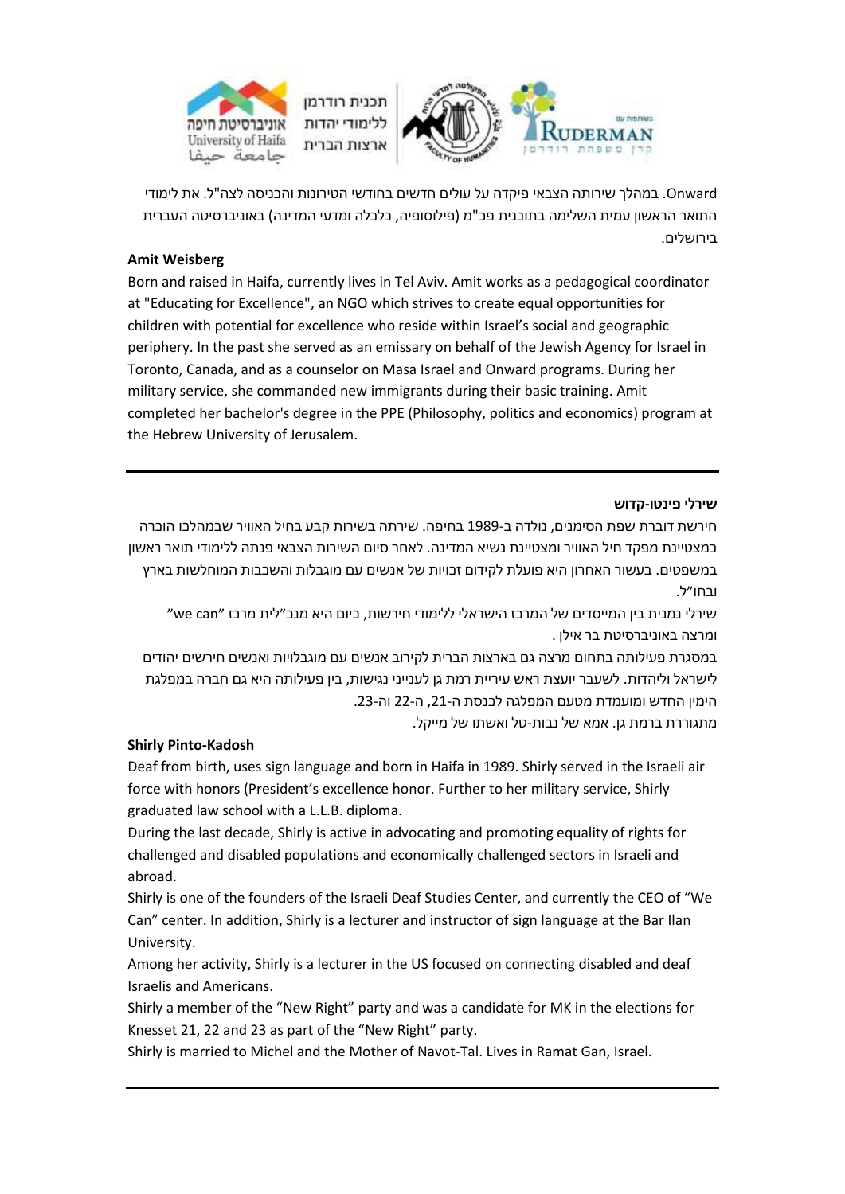Onward. במהלך שירותה הצבאי פיקדה על עולים חדשים בחודשי הטירונות והכניסה לצה"ל. את לימודי התואר הראשון עמית השלימה בתוכנית פכ"מ (פילוסופיה, כלכלה ומדעי המדינה) באוניברסיטה העברית בירושלים.

**Amit Weisberg**

Born and raised in Haifa, currently lives in Tel Aviv. Amit works as a pedagogical coordinator at "Educating for Excellence", an NGO which strives to create equal opportunities for children with potential for excellence who reside within Israel's social and geographic periphery. In the past she served as an emissary on behalf of the Jewish Agency for Israel in Toronto, Canada, and as a counselor on Masa Israel and Onward programs. During her military service, she commanded new immigrants during their basic training. Amit completed her bachelor's degree in the PPE (Philosophy, politics and economics) program at the Hebrew University of Jerusalem.

---

**שירלי פינטו-קדוש**

חירשת דוברת שפת הסימנים, נולדה ב-1989 בחיפה. שירתה בשירות קבע בחיל האוויר שבמהלכו הוכרה כמצטיינת מפקד חיל האוויר ומצטיינת נשיא המדינה. לאחר סיום השירות הצבאי פנתה ללימודי תואר ראשון במשפטים. בעשור האחרון היא פועלת לקידום זכויות של אנשים עם מוגבלות והשכבות המוחלשות בארץ ובחו"ל.

שירלי נמנית בין המייסדים של המרכז הישראלי ללימודי חירשות, כיום היא מנכ"לית מרכז "we can" ומרצה באוניברסיטת בר אילן .

במסגרת פעילותה בתחום מרצה גם בארצות הברית לקירוב אנשים עם מוגבלויות ואנשים חירשים יהודים לישראל וליהדות. לשעבר יועצת ראש עיריית רמת גן לענייני נגישות, בין פעילותה היא גם חברה במפלגת הימין החדש ומועמדת מטעם המפלגה לכנסת ה-21, ה-22 וה-23.

מתגוררת ברמת גן. אמא של נבות-טל ואשתו של מייקל.

**Shirly Pinto-Kadosh**

Deaf from birth, uses sign language and born in Haifa in 1989. Shirly served in the Israeli air force with honors (President's excellence honor. Further to her military service, Shirly graduated law school with a L.L.B. diploma.

During the last decade, Shirly is active in advocating and promoting equality of rights for challenged and disabled populations and economically challenged sectors in Israeli and abroad.

Shirly is one of the founders of the Israeli Deaf Studies Center, and currently the CEO of "We Can" center. In addition, Shirly is a lecturer and instructor of sign language at the Bar Ilan University.

Among her activity, Shirly is a lecturer in the US focused on connecting disabled and deaf Israelis and Americans.

Shirly a member of the "New Right" party and was a candidate for MK in the elections for Knesset 21, 22 and 23 as part of the "New Right" party.

Shirly is married to Michel and the Mother of Navot-Tal. Lives in Ramat Gan, Israel.

---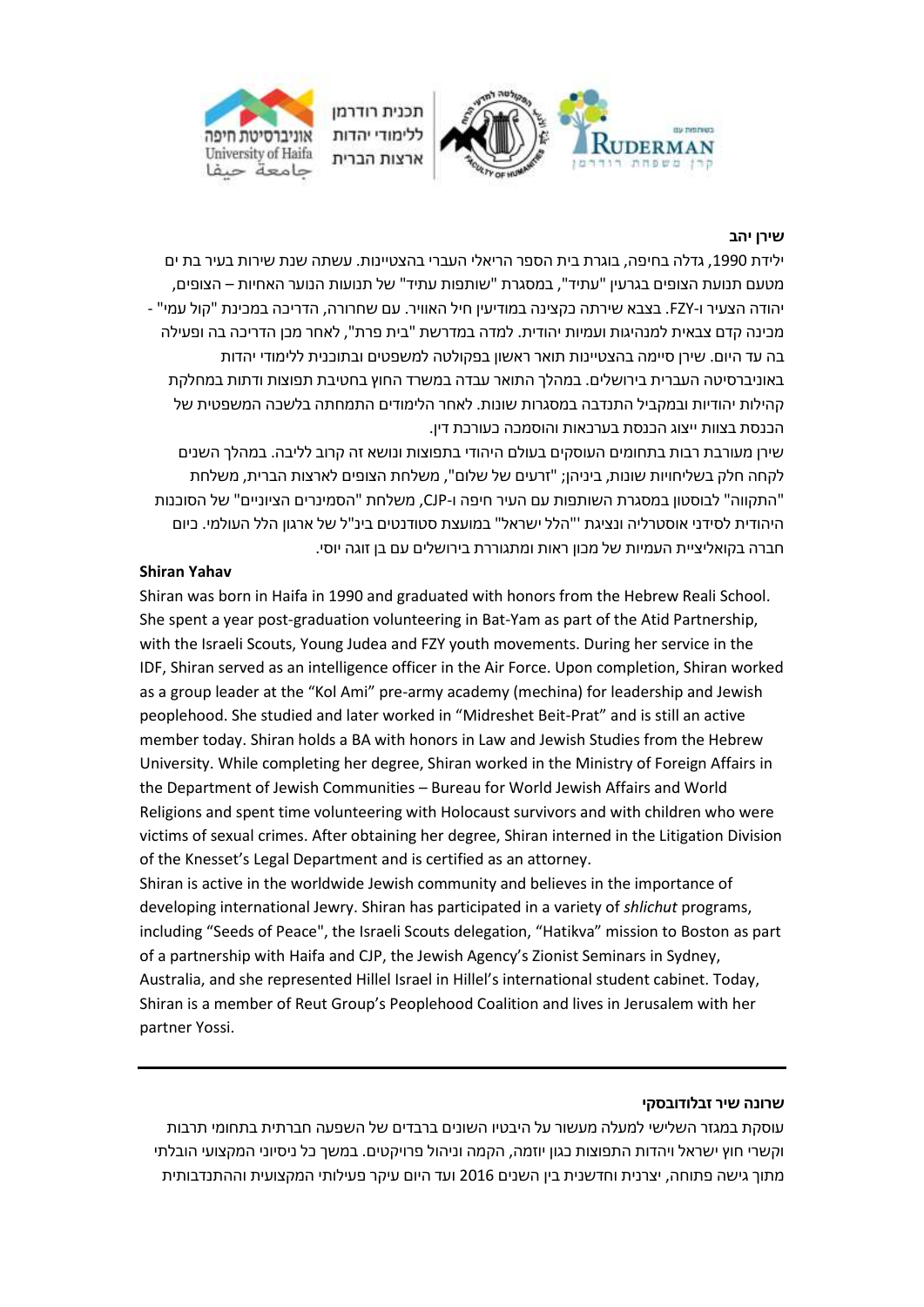**שירן יהב**

ילידת 1990, גדלה בחיפה, בוגרת בית הספר הריאלי העברי בהצטיינות. עשתה שנת שירות בעיר בת ים מטעם תנועת הצופים בגרעין "עתיד", במסגרת "שותפות עתיד" של תנועות הנוער האחיות – הצופים, יהודה הצעיר ו-FZY. בצבא שירתה כקצינה במודיעין חיל האוויר. עם שחרורה, הדריכה במכינת "קול עמי" - מכינה קדם צבאית למנהיגות ועמיות יהודית. למדה במדרשת "בית פרת", לאחר מכן הדריכה בה ופעילה בה עד היום. שירן סיימה בהצטיינות תואר ראשון בפקולטה למשפטים ובתוכנית ללימודי יהדות באוניברסיטה העברית בירושלים. במהלך התואר עבדה במשרד החוץ בחטיבת תפוצות ודתות במחלקת קהילות יהודיות ובמקביל התנדבה במסגרות שונות. לאחר הלימודים התמחתה בלשכה המשפטית של הכנסת בצוות ייצוג הכנסת בערכאות והוסמכה כעורכת דין.

שירן מעורבת רבות בתחומים העוסקים בעולם היהודי בתפוצות ונושא זה קרוב לליבה. במהלך השנים לקחה חלק בשליחויות שונות, ביניהן; "זרעים של שלום", משלחת הצופים לארצות הברית, משלחת "התקווה" לבוסטון במסגרת השותפות עם העיר חיפה ו-CJP, משלחת "הסמינרים הציוניים" של הסוכנות היהודית לסידני אוסטרליה ונציגת "הלל ישראל" במועצת סטודנטים בינ"ל של ארגון הלל העולמי. כיום חברה בקואליציית העמיות של מכון ראות ומתגוררת בירושלים עם בן זוגה יוסי.

**Shiran Yahav**

Shiran was born in Haifa in 1990 and graduated with honors from the Hebrew Reali School. She spent a year post-graduation volunteering in Bat-Yam as part of the Atid Partnership, with the Israeli Scouts, Young Judea and FZY youth movements. During her service in the IDF, Shiran served as an intelligence officer in the Air Force. Upon completion, Shiran worked as a group leader at the "Kol Ami" pre-army academy (mechina) for leadership and Jewish peoplehood. She studied and later worked in "Midreshet Beit-Prat" and is still an active member today. Shiran holds a BA with honors in Law and Jewish Studies from the Hebrew University. While completing her degree, Shiran worked in the Ministry of Foreign Affairs in the Department of Jewish Communities – Bureau for World Jewish Affairs and World Religions and spent time volunteering with Holocaust survivors and with children who were victims of sexual crimes. After obtaining her degree, Shiran interned in the Litigation Division of the Knesset's Legal Department and is certified as an attorney.

Shiran is active in the worldwide Jewish community and believes in the importance of developing international Jewry. Shiran has participated in a variety of *shlichut* programs, including "Seeds of Peace", the Israeli Scouts delegation, "Hatikva" mission to Boston as part of a partnership with Haifa and CJP, the Jewish Agency's Zionist Seminars in Sydney, Australia, and she represented Hillel Israel in Hillel's international student cabinet. Today, Shiran is a member of Reut Group's Peoplehood Coalition and lives in Jerusalem with her partner Yossi.

---

**שרונה שיר זבלודובסקי**

עוסקת במגזר השלישי למעלה מעשור על היבטיו השונים ברבדים של השפעה חברתית בתחומי תרבות וקשרי חוץ ישראל ויהדות התפוצות כגון יוזמה, הקמה וניהול פרויקטים. במשך כל ניסיוני המקצועי הובלתי מתוך גישה פתוחה, יצרנית וחדשנית בין השנים 2016 ועד היום עיקר פעילותי המקצועית וההתנדבותית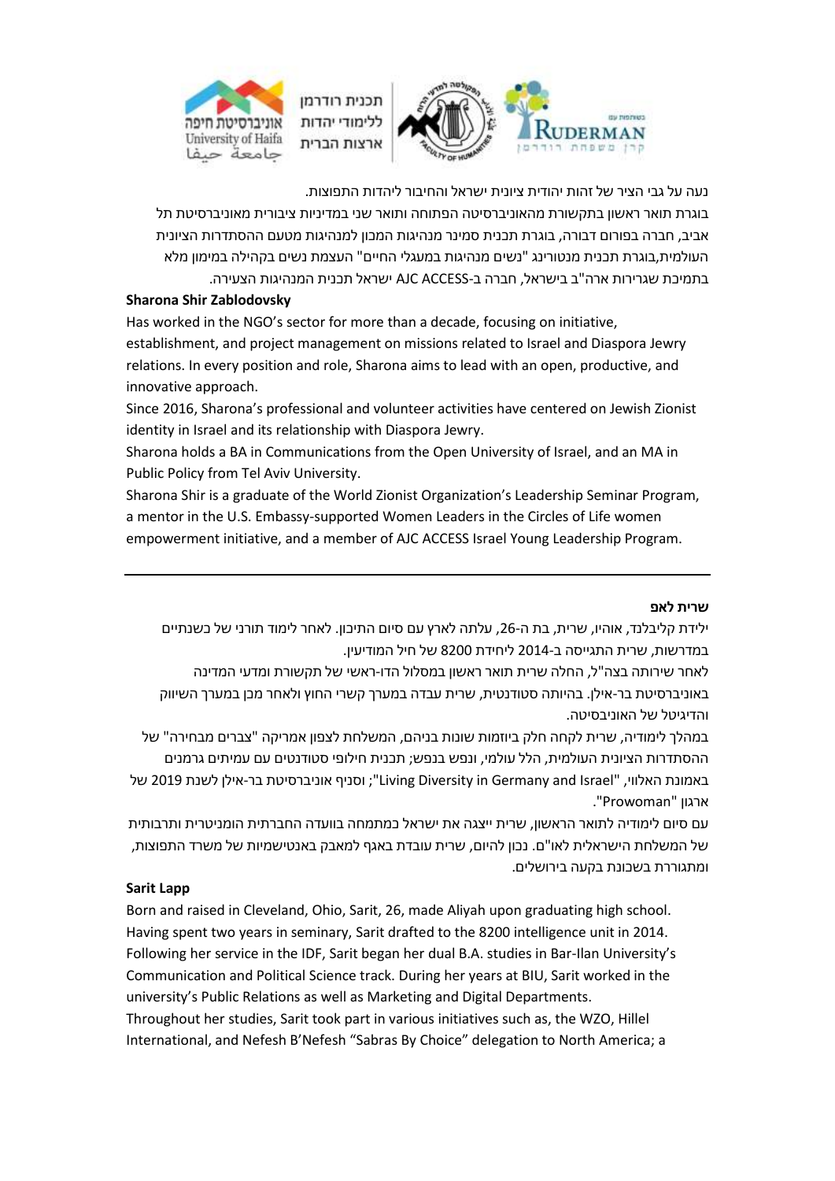נעה על גבי הציר של זהות יהודית ציונית ישראל והחיבור ליהדות התפוצות.
בוגרת תואר ראשון בתקשורת מהאוניברסיטה הפתוחה ותואר שני במדיניות ציבורית מאוניברסיטת תל אביב, חברה בפורום דבורה, בוגרת תכנית סמינר מנהיגות המכון למנהיגות מטעם ההסתדרות הציונית העולמית,בוגרת תכנית מנטורינג "נשים מנהיגות במעגלי החיים" העצמת נשים בקהילה במימון מלא בתמיכת שגרירות ארה"ב בישראל, חברה ב-AJC ACCESS ישראל תכנית המנהיגות הצעירה.

**Sharona Shir Zablodovsky**

Has worked in the NGO's sector for more than a decade, focusing on initiative, establishment, and project management on missions related to Israel and Diaspora Jewry relations. In every position and role, Sharona aims to lead with an open, productive, and innovative approach.

Since 2016, Sharona's professional and volunteer activities have centered on Jewish Zionist identity in Israel and its relationship with Diaspora Jewry.

Sharona holds a BA in Communications from the Open University of Israel, and an MA in Public Policy from Tel Aviv University.

Sharona Shir is a graduate of the World Zionist Organization's Leadership Seminar Program, a mentor in the U.S. Embassy-supported Women Leaders in the Circles of Life women empowerment initiative, and a member of AJC ACCESS Israel Young Leadership Program.

---

**שרית לאפ**

ילידת קליבלנד, אוהיו, שרית, בת ה-26, עלתה לארץ עם סיום התיכון. לאחר לימוד תורני של כשנתיים במדרשות, שרית התגייסה ב-2014 ליחידת 8200 של חיל המודיעין.

לאחר שירותה בצה"ל, החלה שרית תואר ראשון במסלול הדו-ראשי של תקשורת ומדעי המדינה באוניברסיטת בר-אילן. בהיותה סטודנטית, שרית עבדה במערך קשרי החוץ ולאחר מכן במערך השיווק והדיגיטל של האוניבסיטה.

במהלך לימודיה, שרית לקחה חלק ביוזמות שונות בניהם, המשלחת לצפון אמריקה "צברים מבחירה" של ההסתדרות הציונית העולמית, הלל עולמי, ונפש בנפש; תכנית חילופי סטודנטים עם עמיתים גרמנים באמונת האלווי, "Living Diversity in Germany and Israel"; וסניף אוניברסיטת בר-אילן לשנת 2019 של ארגון "Prowoman".

עם סיום לימודיה לתואר הראשון, שרית ייצגה את ישראל כמתמחה בוועדה החברתית הומניטרית ותרבותית של המשלחת הישראלית לאו"ם. נכון להיום, שרית עובדת באגף למאבק באנטישמיות של משרד התפוצות, ומתגוררת בשכונת בקעה בירושלים.

**Sarit Lapp**

Born and raised in Cleveland, Ohio, Sarit, 26, made Aliyah upon graduating high school. Having spent two years in seminary, Sarit drafted to the 8200 intelligence unit in 2014. Following her service in the IDF, Sarit began her dual B.A. studies in Bar-Ilan University's Communication and Political Science track. During her years at BIU, Sarit worked in the university's Public Relations as well as Marketing and Digital Departments.

Throughout her studies, Sarit took part in various initiatives such as, the WZO, Hillel International, and Nefesh B'Nefesh "Sabras By Choice" delegation to North America; a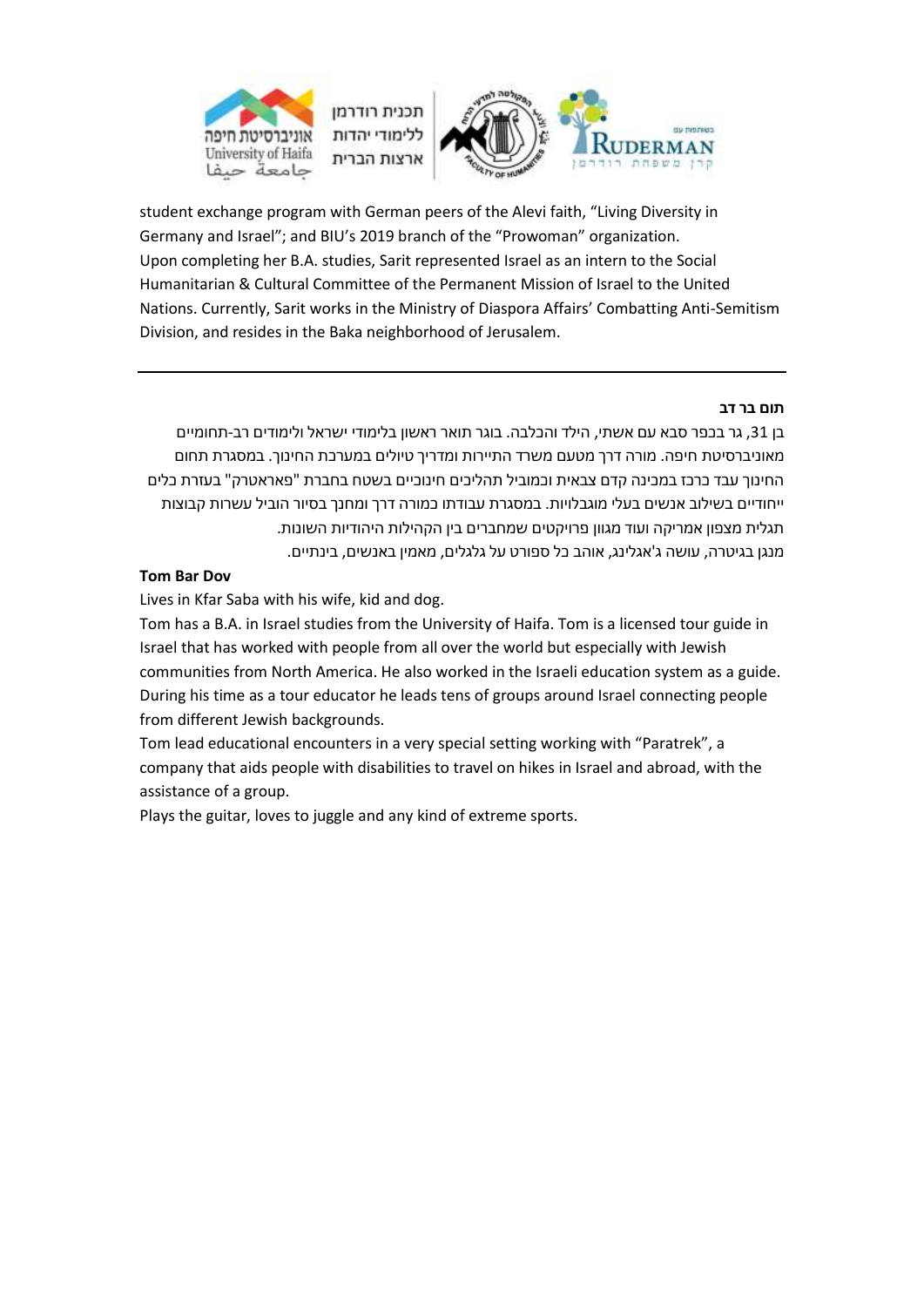student exchange program with German peers of the Alevi faith, “Living Diversity in Germany and Israel”; and BIU’s 2019 branch of the “Prowoman” organization.
Upon completing her B.A. studies, Sarit represented Israel as an intern to the Social Humanitarian & Cultural Committee of the Permanent Mission of Israel to the United Nations. Currently, Sarit works in the Ministry of Diaspora Affairs’ Combatting Anti-Semitism Division, and resides in the Baka neighborhood of Jerusalem.

---

**תום בר דב**

בן 31, גר בכפר סבא עם אשתי, הילד והכלבה. בוגר תואר ראשון בלימודי ישראל ולימודים רב-תחומיים מאוניברסיטת חיפה. מורה דרך מטעם משרד התיירות ומדריך טיולים במערכת החינוך. במסגרת תחום החינוך עבד כרכז במכינה קדם צבאית וכמוביל תהליכים חינוכיים בשטח בחברת "פאראטרק" בעזרת כלים ייחודיים בשילוב אנשים בעלי מוגבלויות. במסגרת עבודתו כמורה דרך ומחנך בסיור הוביל עשרות קבוצות תגלית מצפון אמריקה ועוד מגוון פרויקטים שמחברים בין הקהילות היהודיות השונות.
מנגן בגיטרה, עושה ג'אגלינג, אוהב כל ספורט על גלגלים, מאמין באנשים, בינתיים.

**Tom Bar Dov**

Lives in Kfar Saba with his wife, kid and dog.
Tom has a B.A. in Israel studies from the University of Haifa. Tom is a licensed tour guide in Israel that has worked with people from all over the world but especially with Jewish communities from North America. He also worked in the Israeli education system as a guide. During his time as a tour educator he leads tens of groups around Israel connecting people from different Jewish backgrounds.
Tom lead educational encounters in a very special setting working with “Paratrek”, a company that aids people with disabilities to travel on hikes in Israel and abroad, with the assistance of a group.
Plays the guitar, loves to juggle and any kind of extreme sports.